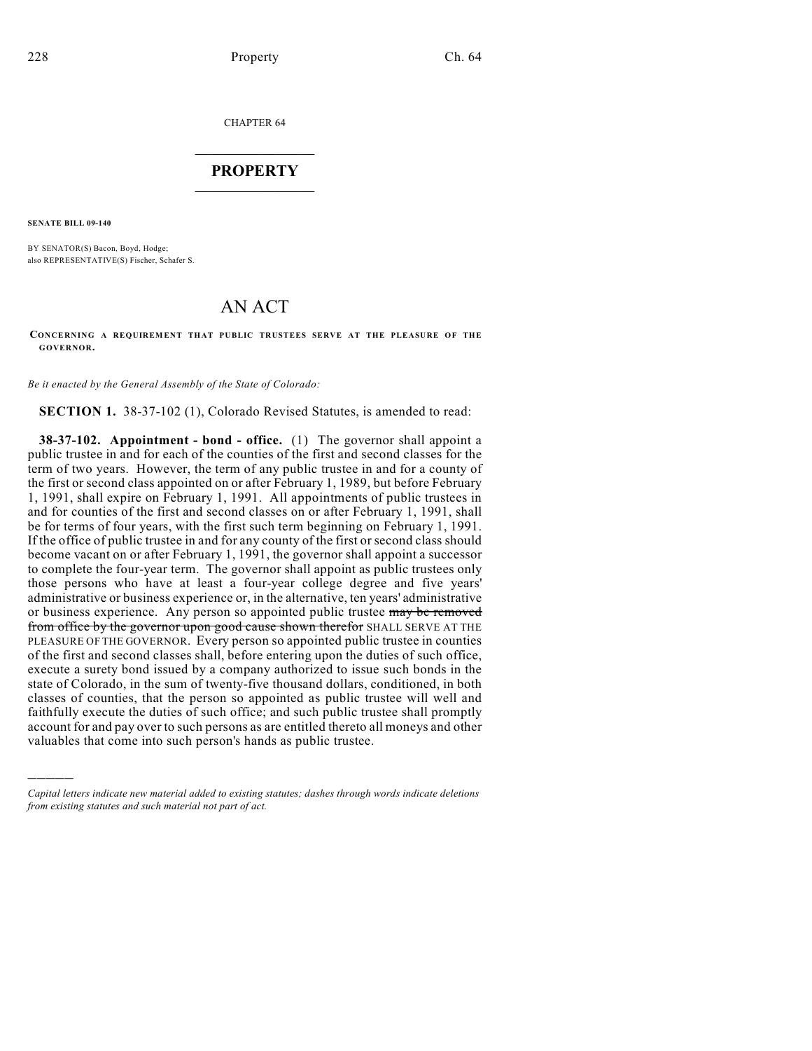CHAPTER 64

# PROPERTY

**SENATE BILL 09-140**

BY SENATOR(S) Bacon, Boyd, Hodge;
also REPRESENTATIVE(S) Fischer, Schafer S.

# AN ACT

**CONCERNING A REQUIREMENT THAT PUBLIC TRUSTEES SERVE AT THE PLEASURE OF THE GOVERNOR.**

*Be it enacted by the General Assembly of the State of Colorado:*

**SECTION 1.** 38-37-102 (1), Colorado Revised Statutes, is amended to read:

**38-37-102. Appointment - bond - office.** (1) The governor shall appoint a public trustee in and for each of the counties of the first and second classes for the term of two years. However, the term of any public trustee in and for a county of the first or second class appointed on or after February 1, 1989, but before February 1, 1991, shall expire on February 1, 1991. All appointments of public trustees in and for counties of the first and second classes on or after February 1, 1991, shall be for terms of four years, with the first such term beginning on February 1, 1991. If the office of public trustee in and for any county of the first or second class should become vacant on or after February 1, 1991, the governor shall appoint a successor to complete the four-year term. The governor shall appoint as public trustees only those persons who have at least a four-year college degree and five years' administrative or business experience or, in the alternative, ten years' administrative or business experience. Any person so appointed public trustee ~~may be removed from office by the governor upon good cause shown therefor~~ SHALL SERVE AT THE PLEASURE OF THE GOVERNOR. Every person so appointed public trustee in counties of the first and second classes shall, before entering upon the duties of such office, execute a surety bond issued by a company authorized to issue such bonds in the state of Colorado, in the sum of twenty-five thousand dollars, conditioned, in both classes of counties, that the person so appointed as public trustee will well and faithfully execute the duties of such office; and such public trustee shall promptly account for and pay over to such persons as are entitled thereto all moneys and other valuables that come into such person's hands as public trustee.

---

*Capital letters indicate new material added to existing statutes; dashes through words indicate deletions from existing statutes and such material not part of act.*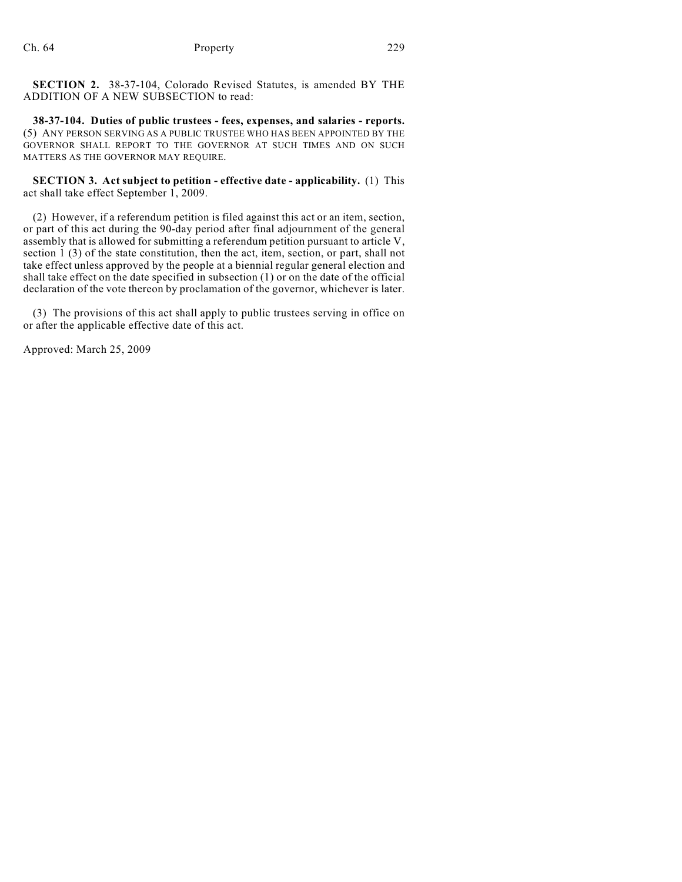**SECTION 2.** 38-37-104, Colorado Revised Statutes, is amended BY THE ADDITION OF A NEW SUBSECTION to read:

**38-37-104. Duties of public trustees - fees, expenses, and salaries - reports.** (5) ANY PERSON SERVING AS A PUBLIC TRUSTEE WHO HAS BEEN APPOINTED BY THE GOVERNOR SHALL REPORT TO THE GOVERNOR AT SUCH TIMES AND ON SUCH MATTERS AS THE GOVERNOR MAY REQUIRE.

**SECTION 3. Act subject to petition - effective date - applicability.** (1) This act shall take effect September 1, 2009.

(2) However, if a referendum petition is filed against this act or an item, section, or part of this act during the 90-day period after final adjournment of the general assembly that is allowed for submitting a referendum petition pursuant to article V, section 1 (3) of the state constitution, then the act, item, section, or part, shall not take effect unless approved by the people at a biennial regular general election and shall take effect on the date specified in subsection (1) or on the date of the official declaration of the vote thereon by proclamation of the governor, whichever is later.

(3) The provisions of this act shall apply to public trustees serving in office on or after the applicable effective date of this act.

Approved: March 25, 2009